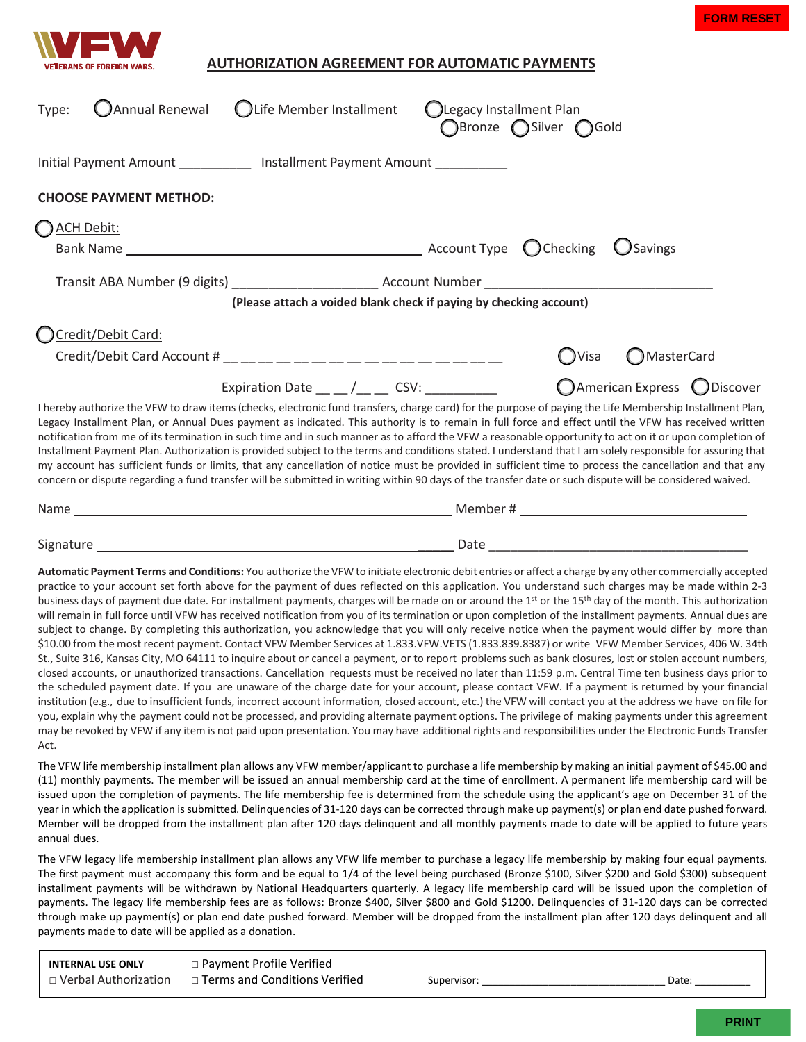FORM RESET

VETERANS OF FOREIGN WARS.

## AUTHORIZATION AGREEMENT FOR AUTOMATIC PAYMENTS

Type: ◯ Annual Renewal ◯ Life Member Installment ◯ Legacy Installment Plan
◯ Bronze ◯ Silver ◯ Gold

Initial Payment Amount ___________ Installment Payment Amount __________

**CHOOSE PAYMENT METHOD:**

◯ ACH Debit:

Bank Name ____________________________________________ Account Type ◯ Checking ◯ Savings

Transit ABA Number (9 digits) ____________________ Account Number ________________________________

**(Please attach a voided blank check if paying by checking account)**

◯ Credit/Debit Card:

Credit/Debit Card Account # __ __ __ __ __ __ __ __ __ __ __ __ __ __ __ __ ◯ Visa ◯ MasterCard

Expiration Date __ __ /__ __ CSV: __________ ◯ American Express ◯ Discover

I hereby authorize the VFW to draw items (checks, electronic fund transfers, charge card) for the purpose of paying the Life Membership Installment Plan, Legacy Installment Plan, or Annual Dues payment as indicated. This authority is to remain in full force and effect until the VFW has received written notification from me of its termination in such time and in such manner as to afford the VFW a reasonable opportunity to act on it or upon completion of Installment Payment Plan. Authorization is provided subject to the terms and conditions stated. I understand that I am solely responsible for assuring that my account has sufficient funds or limits, that any cancellation of notice must be provided in sufficient time to process the cancellation and that any concern or dispute regarding a fund transfer will be submitted in writing within 90 days of the transfer date or such dispute will be considered waived.

Name ______________________________________________________ Member # ______________________________

Signature __________________________________________________ Date ______________________________________

**Automatic Payment Terms and Conditions:** You authorize the VFW to initiate electronic debit entries or affect a charge by any other commercially accepted practice to your account set forth above for the payment of dues reflected on this application. You understand such charges may be made within 2-3 business days of payment due date. For installment payments, charges will be made on or around the 1st or the 15th day of the month. This authorization will remain in full force until VFW has received notification from you of its termination or upon completion of the installment payments. Annual dues are subject to change. By completing this authorization, you acknowledge that you will only receive notice when the payment would differ by more than $10.00 from the most recent payment. Contact VFW Member Services at 1.833.VFW.VETS (1.833.839.8387) or write VFW Member Services, 406 W. 34th St., Suite 316, Kansas City, MO 64111 to inquire about or cancel a payment, or to report problems such as bank closures, lost or stolen account numbers, closed accounts, or unauthorized transactions. Cancellation requests must be received no later than 11:59 p.m. Central Time ten business days prior to the scheduled payment date. If you are unaware of the charge date for your account, please contact VFW. If a payment is returned by your financial institution (e.g., due to insufficient funds, incorrect account information, closed account, etc.) the VFW will contact you at the address we have on file for you, explain why the payment could not be processed, and providing alternate payment options. The privilege of making payments under this agreement may be revoked by VFW if any item is not paid upon presentation. You may have additional rights and responsibilities under the Electronic Funds Transfer Act.

The VFW life membership installment plan allows any VFW member/applicant to purchase a life membership by making an initial payment of $45.00 and (11) monthly payments. The member will be issued an annual membership card at the time of enrollment. A permanent life membership card will be issued upon the completion of payments. The life membership fee is determined from the schedule using the applicant's age on December 31 of the year in which the application is submitted. Delinquencies of 31-120 days can be corrected through make up payment(s) or plan end date pushed forward. Member will be dropped from the installment plan after 120 days delinquent and all monthly payments made to date will be applied to future years annual dues.

The VFW legacy life membership installment plan allows any VFW life member to purchase a legacy life membership by making four equal payments. The first payment must accompany this form and be equal to 1/4 of the level being purchased (Bronze $100, Silver $200 and Gold $300) subsequent installment payments will be withdrawn by National Headquarters quarterly. A legacy life membership card will be issued upon the completion of payments. The legacy life membership fees are as follows: Bronze $400, Silver $800 and Gold $1200. Delinquencies of 31-120 days can be corrected through make up payment(s) or plan end date pushed forward. Member will be dropped from the installment plan after 120 days delinquent and all payments made to date will be applied as a donation.

**INTERNAL USE ONLY**
□ Verbal Authorization
□ Payment Profile Verified
□ Terms and Conditions Verified
Supervisor: ________________________________ Date: __________

PRINT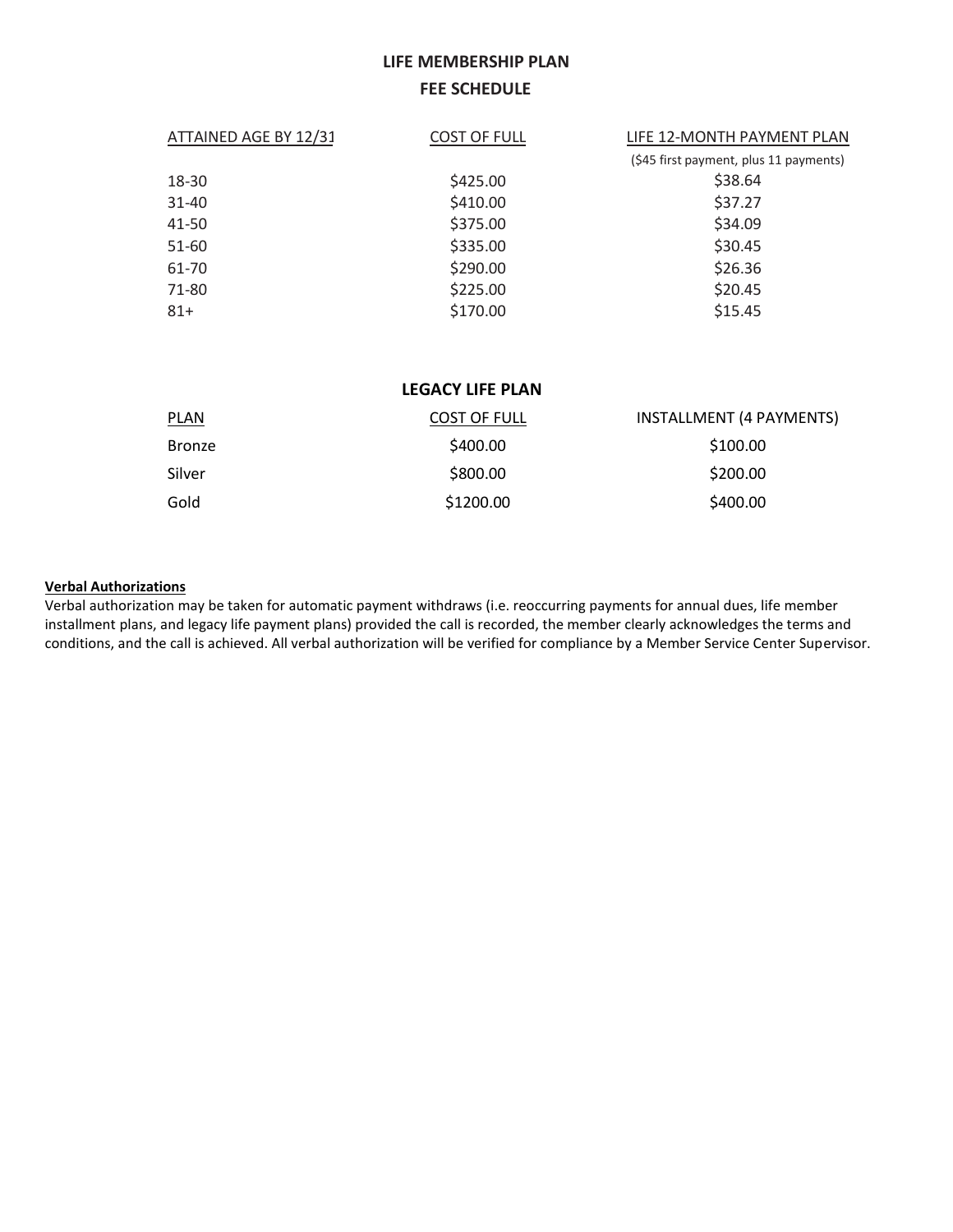## LIFE MEMBERSHIP PLAN
## FEE SCHEDULE

| ATTAINED AGE BY 12/31 | COST OF FULL | LIFE 12-MONTH PAYMENT PLAN ($45 first payment, plus 11 payments) |
|---|---|---|
| 18-30 | $425.00 | $38.64 |
| 31-40 | $410.00 | $37.27 |
| 41-50 | $375.00 | $34.09 |
| 51-60 | $335.00 | $30.45 |
| 61-70 | $290.00 | $26.36 |
| 71-80 | $225.00 | $20.45 |
| 81+ | $170.00 | $15.45 |

## LEGACY LIFE PLAN

| PLAN | COST OF FULL | INSTALLMENT (4 PAYMENTS) |
|---|---|---|
| Bronze | $400.00 | $100.00 |
| Silver | $800.00 | $200.00 |
| Gold | $1200.00 | $400.00 |

**Verbal Authorizations**

Verbal authorization may be taken for automatic payment withdraws (i.e. reoccurring payments for annual dues, life member installment plans, and legacy life payment plans) provided the call is recorded, the member clearly acknowledges the terms and conditions, and the call is achieved. All verbal authorization will be verified for compliance by a Member Service Center Supervisor.